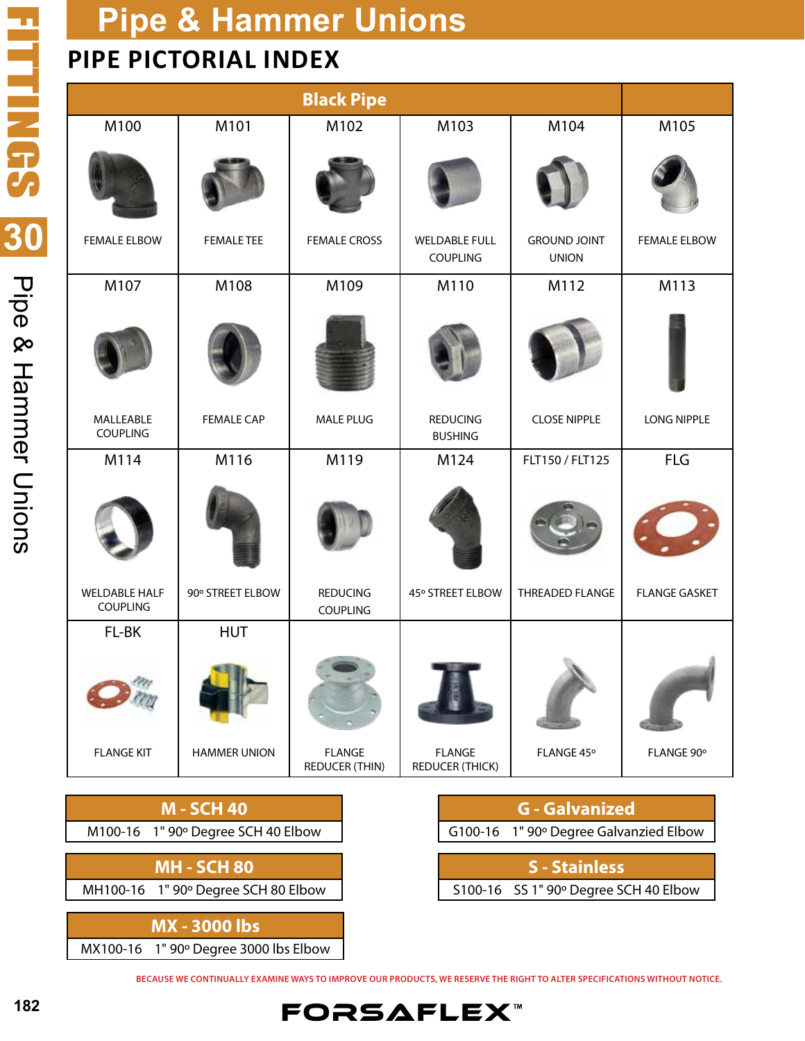# Pipe & Hammer Unions

## PIPE PICTORIAL INDEX

| Black Pipe | | | | | |
|---|---|---|---|---|---|
| M100 FEMALE ELBOW | M101 FEMALE TEE | M102 FEMALE CROSS | M103 WELDABLE FULL COUPLING | M104 GROUND JOINT UNION | M105 FEMALE ELBOW |
| M107 MALLEABLE COUPLING | M108 FEMALE CAP | M109 MALE PLUG | M110 REDUCING BUSHING | M112 CLOSE NIPPLE | M113 LONG NIPPLE |
| M114 WELDABLE HALF COUPLING | M116 90º STREET ELBOW | M119 REDUCING COUPLING | M124 45º STREET ELBOW | FLT150 / FLT125 THREADED FLANGE | FLG FLANGE GASKET |
| FL-BK FLANGE KIT | HUT HAMMER UNION | FLANGE REDUCER (THIN) | FLANGE REDUCER (THICK) | FLANGE 45º | FLANGE 90º |

| M - SCH 40 | |
|---|---|
| M100-16 | 1" 90º Degree SCH 40 Elbow |

| G - Galvanized | |
|---|---|
| G100-16 | 1" 90º Degree Galvanzied Elbow |

| MH - SCH 80 | |
|---|---|
| MH100-16 | 1" 90º Degree SCH 80 Elbow |

| S - Stainless | |
|---|---|
| S100-16 | SS 1" 90º Degree SCH 40 Elbow |

| MX - 3000 lbs | |
|---|---|
| MX100-16 | 1" 90º Degree 3000 lbs Elbow |

BECAUSE WE CONTINUALLY EXAMINE WAYS TO IMPROVE OUR PRODUCTS, WE RESERVE THE RIGHT TO ALTER SPECIFICATIONS WITHOUT NOTICE.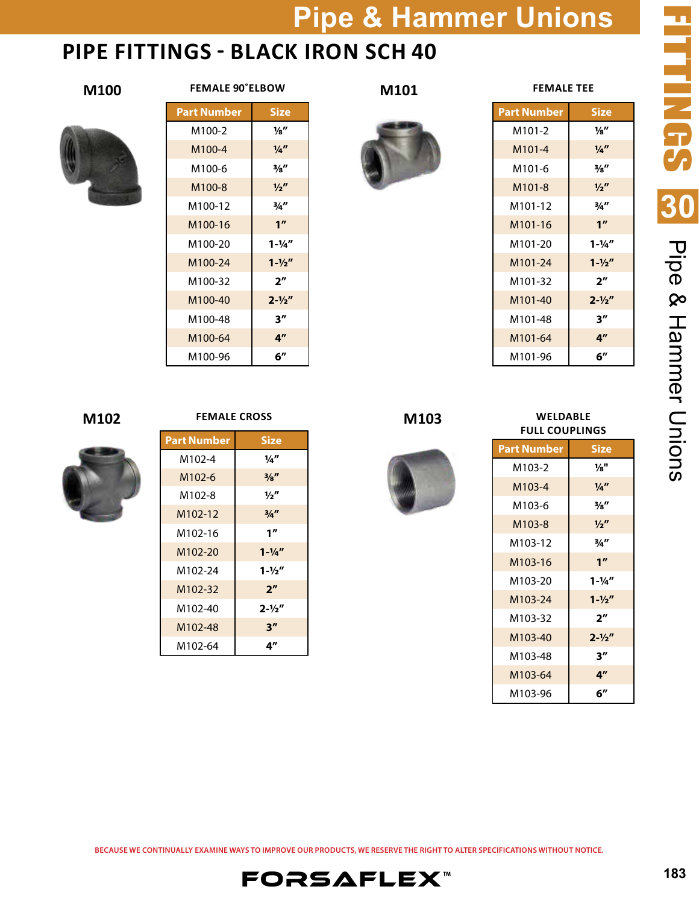# Pipe & Hammer Unions

## PIPE FITTINGS - BLACK IRON SCH 40

### M100

**FEMALE 90˚ELBOW**

| Part Number | Size |
|---|---|
| M100-2 | ⅛″ |
| M100-4 | ¼″ |
| M100-6 | ⅜″ |
| M100-8 | ½″ |
| M100-12 | ¾″ |
| M100-16 | 1″ |
| M100-20 | 1-¼″ |
| M100-24 | 1-½″ |
| M100-32 | 2″ |
| M100-40 | 2-½″ |
| M100-48 | 3″ |
| M100-64 | 4″ |
| M100-96 | 6″ |

### M101

**FEMALE TEE**

| Part Number | Size |
|---|---|
| M101-2 | ⅛″ |
| M101-4 | ¼″ |
| M101-6 | ⅜″ |
| M101-8 | ½″ |
| M101-12 | ¾″ |
| M101-16 | 1″ |
| M101-20 | 1-¼″ |
| M101-24 | 1-½″ |
| M101-32 | 2″ |
| M101-40 | 2-½″ |
| M101-48 | 3″ |
| M101-64 | 4″ |
| M101-96 | 6″ |

### M102

**FEMALE CROSS**

| Part Number | Size |
|---|---|
| M102-4 | ¼″ |
| M102-6 | ⅜″ |
| M102-8 | ½″ |
| M102-12 | ¾″ |
| M102-16 | 1″ |
| M102-20 | 1-¼″ |
| M102-24 | 1-½″ |
| M102-32 | 2″ |
| M102-40 | 2-½″ |
| M102-48 | 3″ |
| M102-64 | 4″ |

### M103

**WELDABLE FULL COUPLINGS**

| Part Number | Size |
|---|---|
| M103-2 | ⅛" |
| M103-4 | ¼″ |
| M103-6 | ⅜″ |
| M103-8 | ½″ |
| M103-12 | ¾″ |
| M103-16 | 1″ |
| M103-20 | 1-¼″ |
| M103-24 | 1-½″ |
| M103-32 | 2″ |
| M103-40 | 2-½″ |
| M103-48 | 3″ |
| M103-64 | 4″ |
| M103-96 | 6″ |

BECAUSE WE CONTINUALLY EXAMINE WAYS TO IMPROVE OUR PRODUCTS, WE RESERVE THE RIGHT TO ALTER SPECIFICATIONS WITHOUT NOTICE.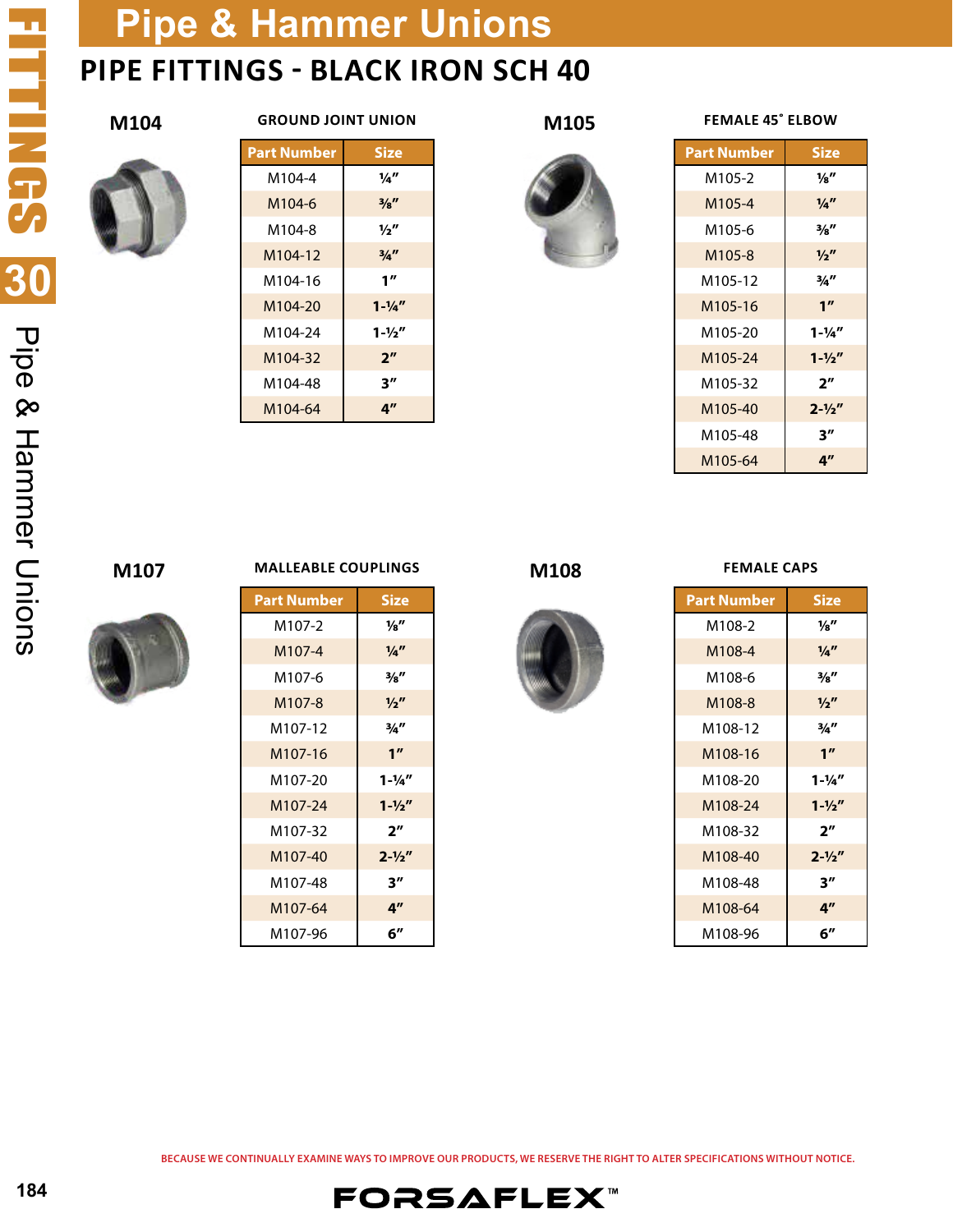# Pipe & Hammer Unions

## PIPE FITTINGS - BLACK IRON SCH 40

### M104

GROUND JOINT UNION

| Part Number | Size |
|---|---|
| M104-4 | ¼″ |
| M104-6 | ⅜″ |
| M104-8 | ½″ |
| M104-12 | ¾″ |
| M104-16 | 1″ |
| M104-20 | 1-¼″ |
| M104-24 | 1-½″ |
| M104-32 | 2″ |
| M104-48 | 3″ |
| M104-64 | 4″ |

### M105

FEMALE 45° ELBOW

| Part Number | Size |
|---|---|
| M105-2 | ⅛″ |
| M105-4 | ¼″ |
| M105-6 | ⅜″ |
| M105-8 | ½″ |
| M105-12 | ¾″ |
| M105-16 | 1″ |
| M105-20 | 1-¼″ |
| M105-24 | 1-½″ |
| M105-32 | 2″ |
| M105-40 | 2-½″ |
| M105-48 | 3″ |
| M105-64 | 4″ |

### M107

MALLEABLE COUPLINGS

| Part Number | Size |
|---|---|
| M107-2 | ⅛″ |
| M107-4 | ¼″ |
| M107-6 | ⅜″ |
| M107-8 | ½″ |
| M107-12 | ¾″ |
| M107-16 | 1″ |
| M107-20 | 1-¼″ |
| M107-24 | 1-½″ |
| M107-32 | 2″ |
| M107-40 | 2-½″ |
| M107-48 | 3″ |
| M107-64 | 4″ |
| M107-96 | 6″ |

### M108

FEMALE CAPS

| Part Number | Size |
|---|---|
| M108-2 | ⅛″ |
| M108-4 | ¼″ |
| M108-6 | ⅜″ |
| M108-8 | ½″ |
| M108-12 | ¾″ |
| M108-16 | 1″ |
| M108-20 | 1-¼″ |
| M108-24 | 1-½″ |
| M108-32 | 2″ |
| M108-40 | 2-½″ |
| M108-48 | 3″ |
| M108-64 | 4″ |
| M108-96 | 6″ |

BECAUSE WE CONTINUALLY EXAMINE WAYS TO IMPROVE OUR PRODUCTS, WE RESERVE THE RIGHT TO ALTER SPECIFICATIONS WITHOUT NOTICE.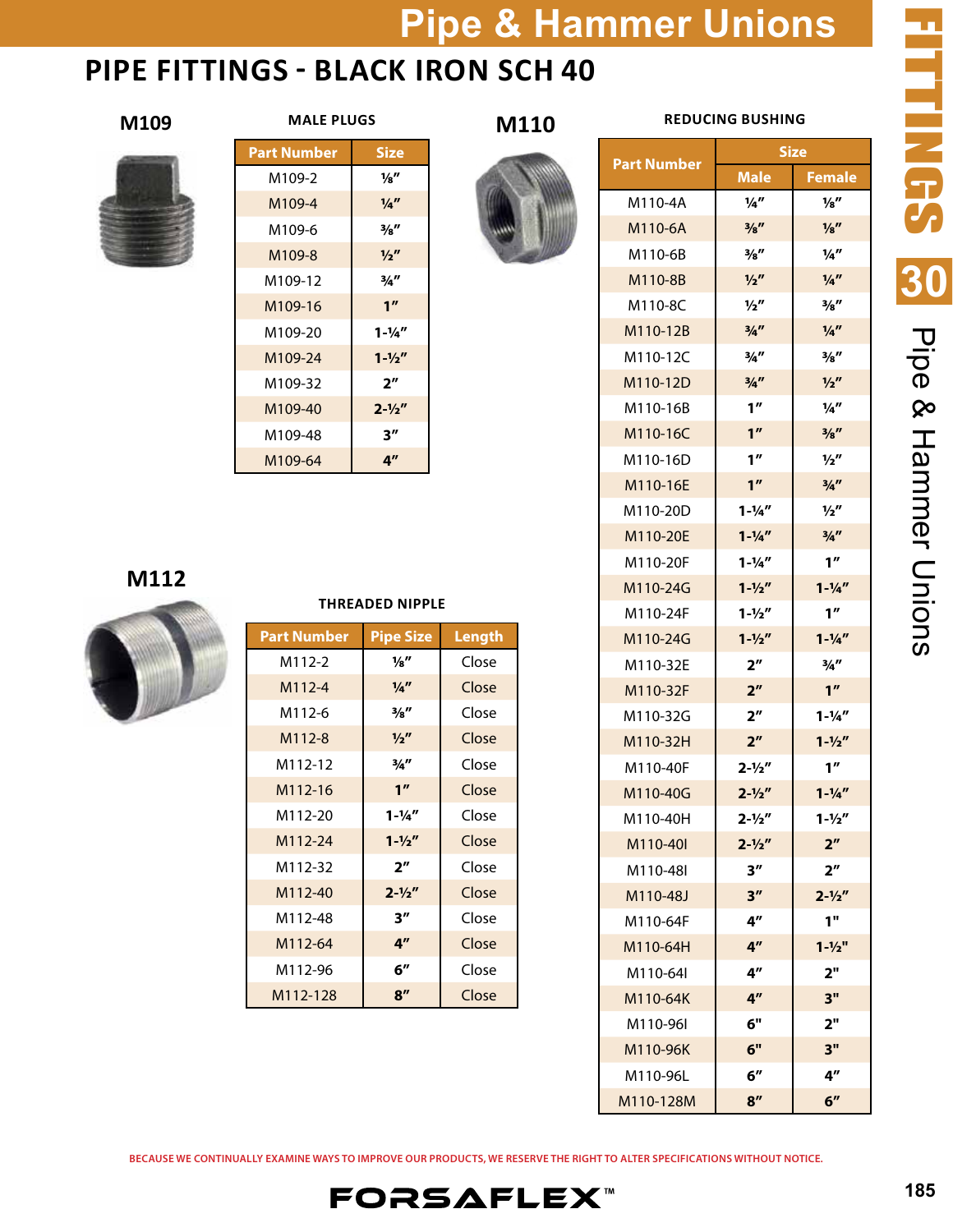# Pipe & Hammer Unions

## PIPE FITTINGS - BLACK IRON SCH 40

### M109

**MALE PLUGS**

| Part Number | Size |
|---|---|
| M109-2 | ⅛″ |
| M109-4 | ¼″ |
| M109-6 | ⅜″ |
| M109-8 | ½″ |
| M109-12 | ¾″ |
| M109-16 | 1″ |
| M109-20 | 1-¼″ |
| M109-24 | 1-½″ |
| M109-32 | 2″ |
| M109-40 | 2-½″ |
| M109-48 | 3″ |
| M109-64 | 4″ |

### M110

**REDUCING BUSHING**

| Part Number | Size | |
|---|---|---|
| | Male | Female |
| M110-4A | ¼″ | ⅛″ |
| M110-6A | ⅜″ | ⅛″ |
| M110-6B | ⅜″ | ¼″ |
| M110-8B | ½″ | ¼″ |
| M110-8C | ½″ | ⅜″ |
| M110-12B | ¾″ | ¼″ |
| M110-12C | ¾″ | ⅜″ |
| M110-12D | ¾″ | ½″ |
| M110-16B | 1″ | ¼″ |
| M110-16C | 1″ | ⅜″ |
| M110-16D | 1″ | ½″ |
| M110-16E | 1″ | ¾″ |
| M110-20D | 1-¼″ | ½″ |
| M110-20E | 1-¼″ | ¾″ |
| M110-20F | 1-¼″ | 1″ |
| M110-24G | 1-½″ | 1-¼″ |
| M110-24F | 1-½″ | 1″ |
| M110-24G | 1-½″ | 1-¼″ |
| M110-32E | 2″ | ¾″ |
| M110-32F | 2″ | 1″ |
| M110-32G | 2″ | 1-¼″ |
| M110-32H | 2″ | 1-½″ |
| M110-40F | 2-½″ | 1″ |
| M110-40G | 2-½″ | 1-¼″ |
| M110-40H | 2-½″ | 1-½″ |
| M110-40I | 2-½″ | 2″ |
| M110-48I | 3″ | 2″ |
| M110-48J | 3″ | 2-½″ |
| M110-64F | 4″ | 1" |
| M110-64H | 4″ | 1-½" |
| M110-64I | 4″ | 2" |
| M110-64K | 4″ | 3" |
| M110-96I | 6" | 2" |
| M110-96K | 6" | 3" |
| M110-96L | 6″ | 4″ |
| M110-128M | 8″ | 6″ |

### M112

**THREADED NIPPLE**

| Part Number | Pipe Size | Length |
|---|---|---|
| M112-2 | ⅛″ | Close |
| M112-4 | ¼″ | Close |
| M112-6 | ⅜″ | Close |
| M112-8 | ½″ | Close |
| M112-12 | ¾″ | Close |
| M112-16 | 1″ | Close |
| M112-20 | 1-¼″ | Close |
| M112-24 | 1-½″ | Close |
| M112-32 | 2″ | Close |
| M112-40 | 2-½″ | Close |
| M112-48 | 3″ | Close |
| M112-64 | 4″ | Close |
| M112-96 | 6″ | Close |
| M112-128 | 8″ | Close |

BECAUSE WE CONTINUALLY EXAMINE WAYS TO IMPROVE OUR PRODUCTS, WE RESERVE THE RIGHT TO ALTER SPECIFICATIONS WITHOUT NOTICE.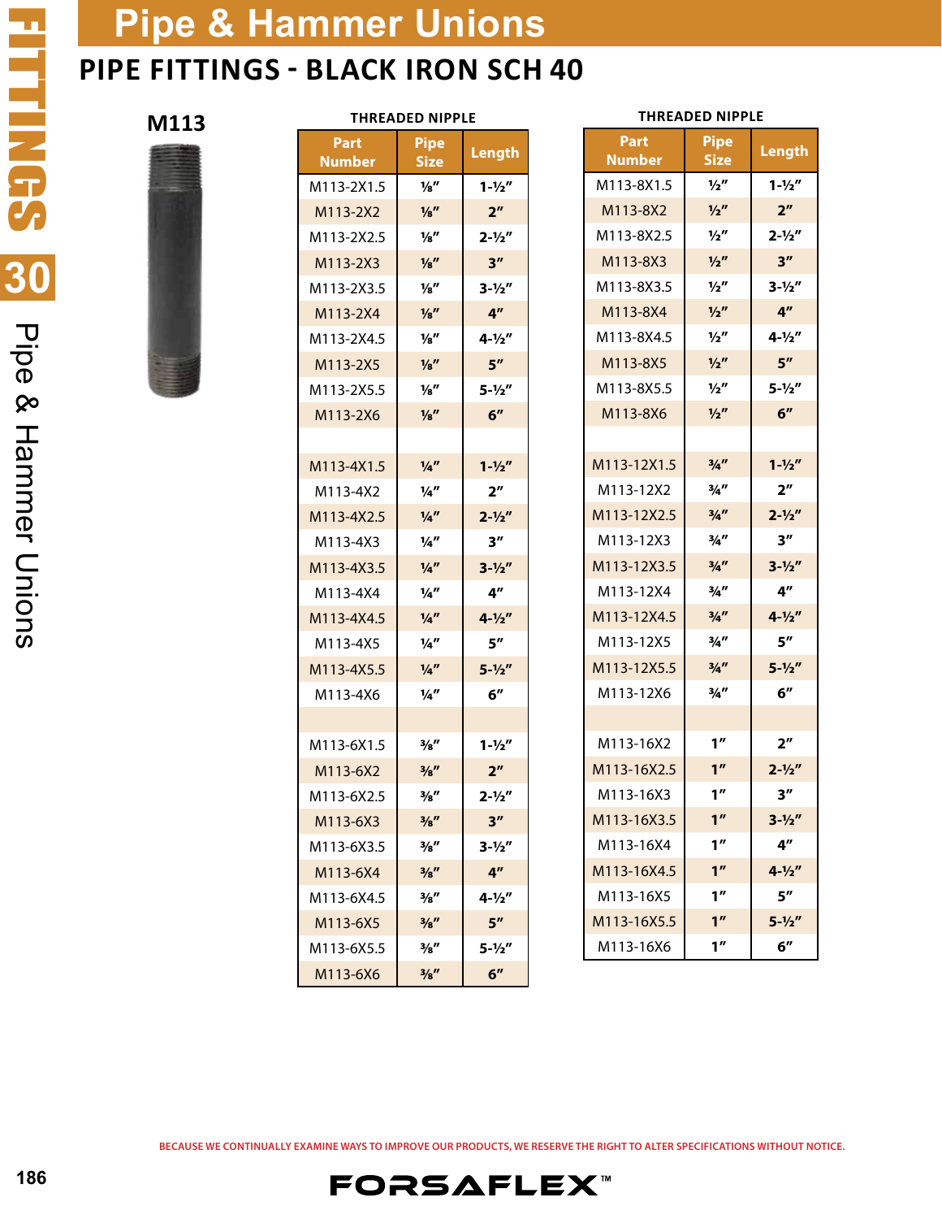# Pipe & Hammer Unions

## PIPE FITTINGS - BLACK IRON SCH 40

### M113

**THREADED NIPPLE**

| Part Number | Pipe Size | Length |
|---|---|---|
| M113-2X1.5 | ⅛″ | 1-½″ |
| M113-2X2 | ⅛″ | 2″ |
| M113-2X2.5 | ⅛″ | 2-½″ |
| M113-2X3 | ⅛″ | 3″ |
| M113-2X3.5 | ⅛″ | 3-½″ |
| M113-2X4 | ⅛″ | 4″ |
| M113-2X4.5 | ⅛″ | 4-½″ |
| M113-2X5 | ⅛″ | 5″ |
| M113-2X5.5 | ⅛″ | 5-½″ |
| M113-2X6 | ⅛″ | 6″ |
| | | |
| M113-4X1.5 | ¼″ | 1-½″ |
| M113-4X2 | ¼″ | 2″ |
| M113-4X2.5 | ¼″ | 2-½″ |
| M113-4X3 | ¼″ | 3″ |
| M113-4X3.5 | ¼″ | 3-½″ |
| M113-4X4 | ¼″ | 4″ |
| M113-4X4.5 | ¼″ | 4-½″ |
| M113-4X5 | ¼″ | 5″ |
| M113-4X5.5 | ¼″ | 5-½″ |
| M113-4X6 | ¼″ | 6″ |
| | | |
| M113-6X1.5 | ⅜″ | 1-½″ |
| M113-6X2 | ⅜″ | 2″ |
| M113-6X2.5 | ⅜″ | 2-½″ |
| M113-6X3 | ⅜″ | 3″ |
| M113-6X3.5 | ⅜″ | 3-½″ |
| M113-6X4 | ⅜″ | 4″ |
| M113-6X4.5 | ⅜″ | 4-½″ |
| M113-6X5 | ⅜″ | 5″ |
| M113-6X5.5 | ⅜″ | 5-½″ |
| M113-6X6 | ⅜″ | 6″ |

**THREADED NIPPLE**

| Part Number | Pipe Size | Length |
|---|---|---|
| M113-8X1.5 | ½″ | 1-½″ |
| M113-8X2 | ½″ | 2″ |
| M113-8X2.5 | ½″ | 2-½″ |
| M113-8X3 | ½″ | 3″ |
| M113-8X3.5 | ½″ | 3-½″ |
| M113-8X4 | ½″ | 4″ |
| M113-8X4.5 | ½″ | 4-½″ |
| M113-8X5 | ½″ | 5″ |
| M113-8X5.5 | ½″ | 5-½″ |
| M113-8X6 | ½″ | 6″ |
| | | |
| M113-12X1.5 | ¾″ | 1-½″ |
| M113-12X2 | ¾″ | 2″ |
| M113-12X2.5 | ¾″ | 2-½″ |
| M113-12X3 | ¾″ | 3″ |
| M113-12X3.5 | ¾″ | 3-½″ |
| M113-12X4 | ¾″ | 4″ |
| M113-12X4.5 | ¾″ | 4-½″ |
| M113-12X5 | ¾″ | 5″ |
| M113-12X5.5 | ¾″ | 5-½″ |
| M113-12X6 | ¾″ | 6″ |
| | | |
| M113-16X2 | 1″ | 2″ |
| M113-16X2.5 | 1″ | 2-½″ |
| M113-16X3 | 1″ | 3″ |
| M113-16X3.5 | 1″ | 3-½″ |
| M113-16X4 | 1″ | 4″ |
| M113-16X4.5 | 1″ | 4-½″ |
| M113-16X5 | 1″ | 5″ |
| M113-16X5.5 | 1″ | 5-½″ |
| M113-16X6 | 1″ | 6″ |

BECAUSE WE CONTINUALLY EXAMINE WAYS TO IMPROVE OUR PRODUCTS, WE RESERVE THE RIGHT TO ALTER SPECIFICATIONS WITHOUT NOTICE.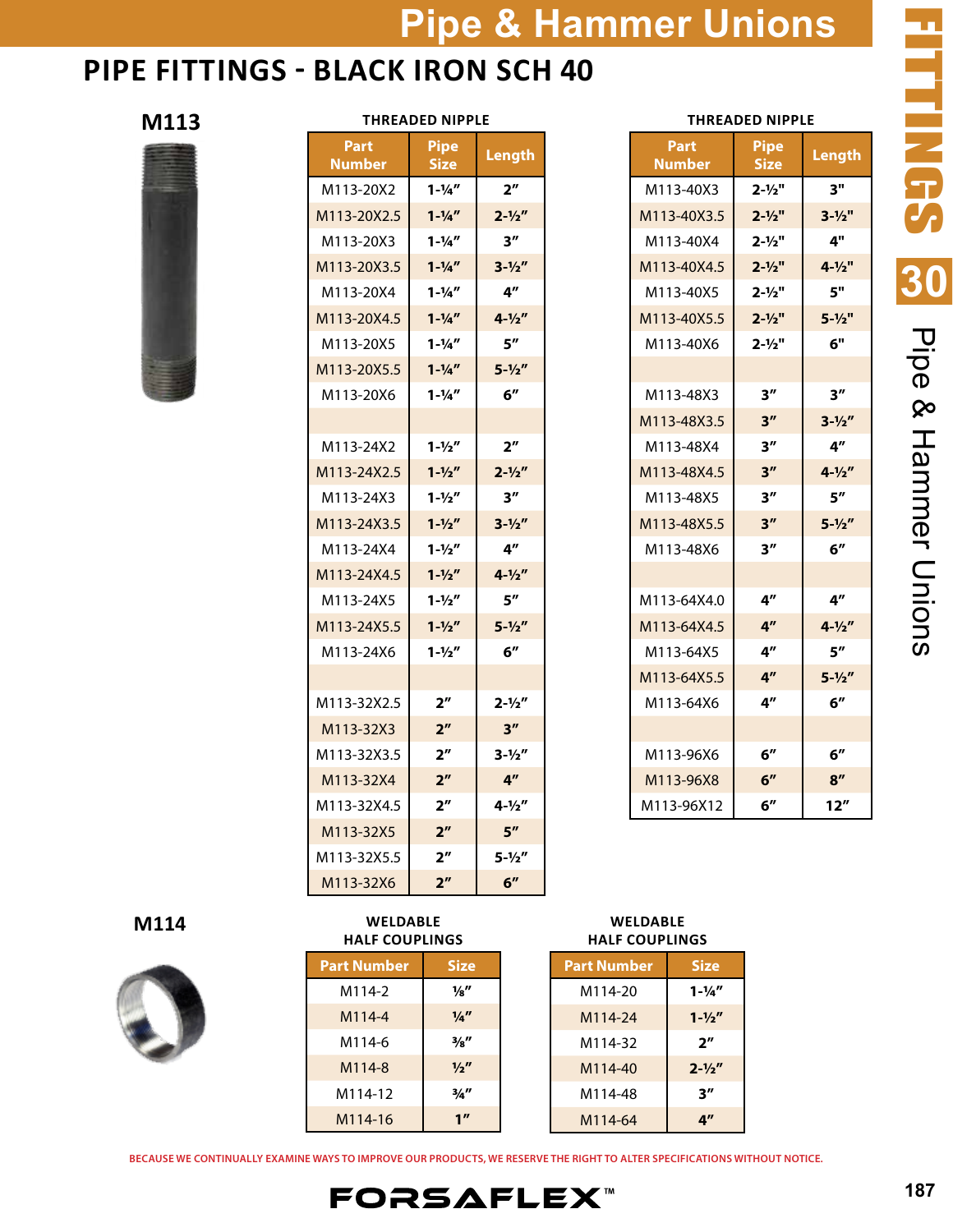# Pipe & Hammer Unions

## PIPE FITTINGS - BLACK IRON SCH 40

### M113

**THREADED NIPPLE**

| Part Number | Pipe Size | Length |
|---|---|---|
| M113-20X2 | 1-¼″ | 2″ |
| M113-20X2.5 | 1-¼″ | 2-½″ |
| M113-20X3 | 1-¼″ | 3″ |
| M113-20X3.5 | 1-¼″ | 3-½″ |
| M113-20X4 | 1-¼″ | 4″ |
| M113-20X4.5 | 1-¼″ | 4-½″ |
| M113-20X5 | 1-¼″ | 5″ |
| M113-20X5.5 | 1-¼″ | 5-½″ |
| M113-20X6 | 1-¼″ | 6″ |
| | | |
| M113-24X2 | 1-½″ | 2″ |
| M113-24X2.5 | 1-½″ | 2-½″ |
| M113-24X3 | 1-½″ | 3″ |
| M113-24X3.5 | 1-½″ | 3-½″ |
| M113-24X4 | 1-½″ | 4″ |
| M113-24X4.5 | 1-½″ | 4-½″ |
| M113-24X5 | 1-½″ | 5″ |
| M113-24X5.5 | 1-½″ | 5-½″ |
| M113-24X6 | 1-½″ | 6″ |
| | | |
| M113-32X2.5 | 2″ | 2-½″ |
| M113-32X3 | 2″ | 3″ |
| M113-32X3.5 | 2″ | 3-½″ |
| M113-32X4 | 2″ | 4″ |
| M113-32X4.5 | 2″ | 4-½″ |
| M113-32X5 | 2″ | 5″ |
| M113-32X5.5 | 2″ | 5-½″ |
| M113-32X6 | 2″ | 6″ |

**THREADED NIPPLE**

| Part Number | Pipe Size | Length |
|---|---|---|
| M113-40X3 | 2-½" | 3" |
| M113-40X3.5 | 2-½" | 3-½" |
| M113-40X4 | 2-½" | 4" |
| M113-40X4.5 | 2-½" | 4-½" |
| M113-40X5 | 2-½" | 5" |
| M113-40X5.5 | 2-½" | 5-½" |
| M113-40X6 | 2-½" | 6" |
| | | |
| M113-48X3 | 3″ | 3″ |
| M113-48X3.5 | 3″ | 3-½″ |
| M113-48X4 | 3″ | 4″ |
| M113-48X4.5 | 3″ | 4-½″ |
| M113-48X5 | 3″ | 5″ |
| M113-48X5.5 | 3″ | 5-½″ |
| M113-48X6 | 3″ | 6″ |
| | | |
| M113-64X4.0 | 4″ | 4″ |
| M113-64X4.5 | 4″ | 4-½″ |
| M113-64X5 | 4″ | 5″ |
| M113-64X5.5 | 4″ | 5-½″ |
| M113-64X6 | 4″ | 6″ |
| | | |
| M113-96X6 | 6″ | 6″ |
| M113-96X8 | 6″ | 8″ |
| M113-96X12 | 6″ | 12″ |

### M114

**WELDABLE HALF COUPLINGS**

| Part Number | Size |
|---|---|
| M114-2 | ⅛″ |
| M114-4 | ¼″ |
| M114-6 | ⅜″ |
| M114-8 | ½″ |
| M114-12 | ¾″ |
| M114-16 | 1″ |

**WELDABLE HALF COUPLINGS**

| Part Number | Size |
|---|---|
| M114-20 | 1-¼″ |
| M114-24 | 1-½″ |
| M114-32 | 2″ |
| M114-40 | 2-½″ |
| M114-48 | 3″ |
| M114-64 | 4″ |

BECAUSE WE CONTINUALLY EXAMINE WAYS TO IMPROVE OUR PRODUCTS, WE RESERVE THE RIGHT TO ALTER SPECIFICATIONS WITHOUT NOTICE.

FORSAFLEX™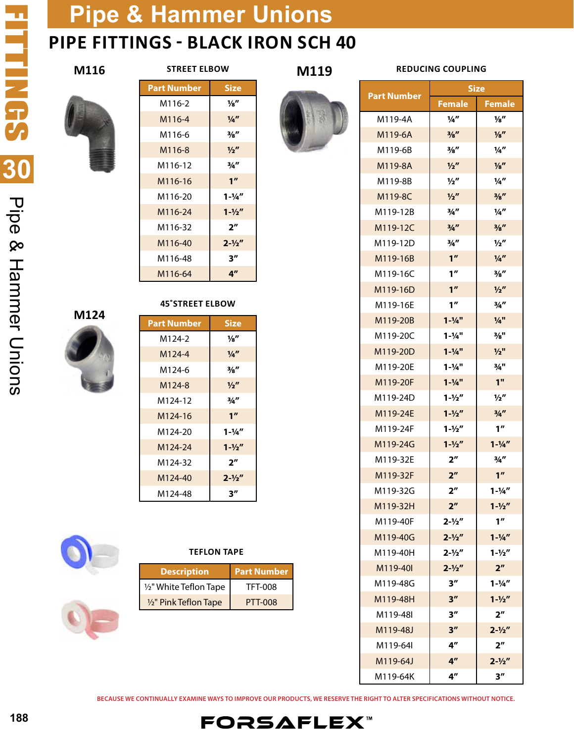# Pipe & Hammer Unions

## PIPE FITTINGS - BLACK IRON SCH 40

### M116

**STREET ELBOW**

| Part Number | Size |
|---|---|
| M116-2 | ⅛" |
| M116-4 | ¼" |
| M116-6 | ⅜" |
| M116-8 | ½" |
| M116-12 | ¾" |
| M116-16 | 1" |
| M116-20 | 1-¼" |
| M116-24 | 1-½" |
| M116-32 | 2" |
| M116-40 | 2-½" |
| M116-48 | 3" |
| M116-64 | 4" |

### M124

**45˚STREET ELBOW**

| Part Number | Size |
|---|---|
| M124-2 | ⅛" |
| M124-4 | ¼" |
| M124-6 | ⅜" |
| M124-8 | ½" |
| M124-12 | ¾" |
| M124-16 | 1" |
| M124-20 | 1-¼" |
| M124-24 | 1-½" |
| M124-32 | 2" |
| M124-40 | 2-½" |
| M124-48 | 3" |

### M119

**REDUCING COUPLING**

| Part Number | Size | |
|---|---|---|
| | Female | Female |
| M119-4A | ¼" | ⅛" |
| M119-6A | ⅜" | ⅛" |
| M119-6B | ⅜" | ¼" |
| M119-8A | ½" | ⅛" |
| M119-8B | ½" | ¼" |
| M119-8C | ½" | ⅜" |
| M119-12B | ¾" | ¼" |
| M119-12C | ¾" | ⅜" |
| M119-12D | ¾" | ½" |
| M119-16B | 1" | ¼" |
| M119-16C | 1" | ⅜" |
| M119-16D | 1" | ½" |
| M119-16E | 1" | ¾" |
| M119-20B | 1-¼" | ¼" |
| M119-20C | 1-¼" | ⅜" |
| M119-20D | 1-¼" | ½" |
| M119-20E | 1-¼" | ¾" |
| M119-20F | 1-¼" | 1" |
| M119-24D | 1-½" | ½" |
| M119-24E | 1-½" | ¾" |
| M119-24F | 1-½" | 1" |
| M119-24G | 1-½" | 1-¼" |
| M119-32E | 2" | ¾" |
| M119-32F | 2" | 1" |
| M119-32G | 2" | 1-¼" |
| M119-32H | 2" | 1-½" |
| M119-40F | 2-½" | 1" |
| M119-40G | 2-½" | 1-¼" |
| M119-40H | 2-½" | 1-½" |
| M119-40I | 2-½" | 2" |
| M119-48G | 3" | 1-¼" |
| M119-48H | 3" | 1-½" |
| M119-48I | 3" | 2" |
| M119-48J | 3" | 2-½" |
| M119-64I | 4" | 2" |
| M119-64J | 4" | 2-½" |
| M119-64K | 4" | 3" |

**TEFLON TAPE**

| Description | Part Number |
|---|---|
| ½" White Teflon Tape | TFT-008 |
| ½" Pink Teflon Tape | PTT-008 |

BECAUSE WE CONTINUALLY EXAMINE WAYS TO IMPROVE OUR PRODUCTS, WE RESERVE THE RIGHT TO ALTER SPECIFICATIONS WITHOUT NOTICE.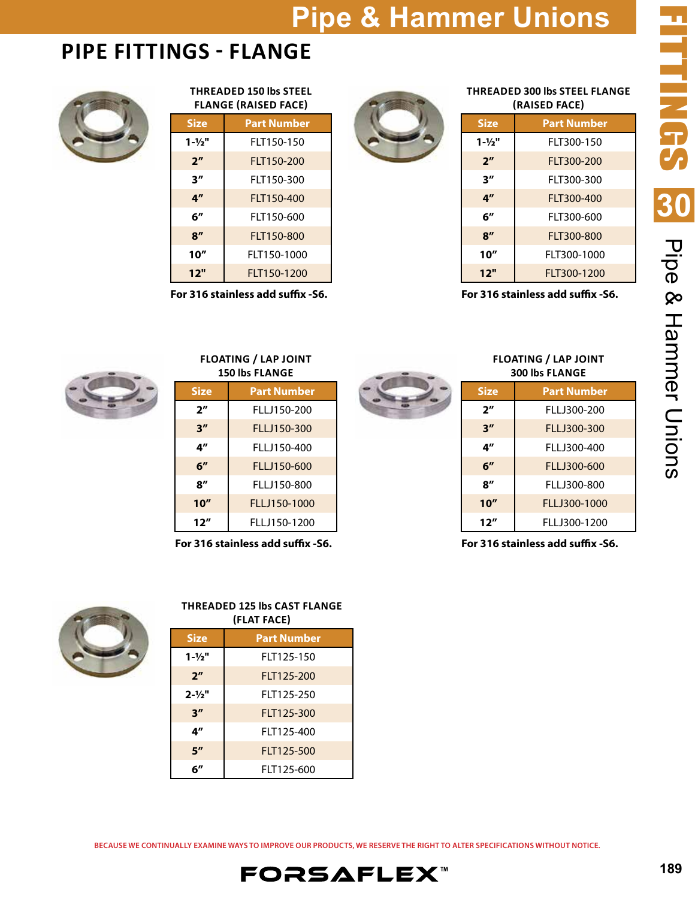## PIPE FITTINGS - FLANGE

### THREADED 150 lbs STEEL FLANGE (RAISED FACE)

| Size | Part Number |
|---|---|
| 1-½" | FLT150-150 |
| 2" | FLT150-200 |
| 3" | FLT150-300 |
| 4" | FLT150-400 |
| 6" | FLT150-600 |
| 8" | FLT150-800 |
| 10" | FLT150-1000 |
| 12" | FLT150-1200 |

**For 316 stainless add suffix -S6.**

### THREADED 300 lbs STEEL FLANGE (RAISED FACE)

| Size | Part Number |
|---|---|
| 1-½" | FLT300-150 |
| 2" | FLT300-200 |
| 3" | FLT300-300 |
| 4" | FLT300-400 |
| 6" | FLT300-600 |
| 8" | FLT300-800 |
| 10" | FLT300-1000 |
| 12" | FLT300-1200 |

**For 316 stainless add suffix -S6.**

### FLOATING / LAP JOINT 150 lbs FLANGE

| Size | Part Number |
|---|---|
| 2" | FLLJ150-200 |
| 3" | FLLJ150-300 |
| 4" | FLLJ150-400 |
| 6" | FLLJ150-600 |
| 8" | FLLJ150-800 |
| 10" | FLLJ150-1000 |
| 12" | FLLJ150-1200 |

**For 316 stainless add suffix -S6.**

### FLOATING / LAP JOINT 300 lbs FLANGE

| Size | Part Number |
|---|---|
| 2" | FLLJ300-200 |
| 3" | FLLJ300-300 |
| 4" | FLLJ300-400 |
| 6" | FLLJ300-600 |
| 8" | FLLJ300-800 |
| 10" | FLLJ300-1000 |
| 12" | FLLJ300-1200 |

**For 316 stainless add suffix -S6.**

### THREADED 125 lbs CAST FLANGE (FLAT FACE)

| Size | Part Number |
|---|---|
| 1-½" | FLT125-150 |
| 2" | FLT125-200 |
| 2-½" | FLT125-250 |
| 3" | FLT125-300 |
| 4" | FLT125-400 |
| 5" | FLT125-500 |
| 6" | FLT125-600 |

BECAUSE WE CONTINUALLY EXAMINE WAYS TO IMPROVE OUR PRODUCTS, WE RESERVE THE RIGHT TO ALTER SPECIFICATIONS WITHOUT NOTICE.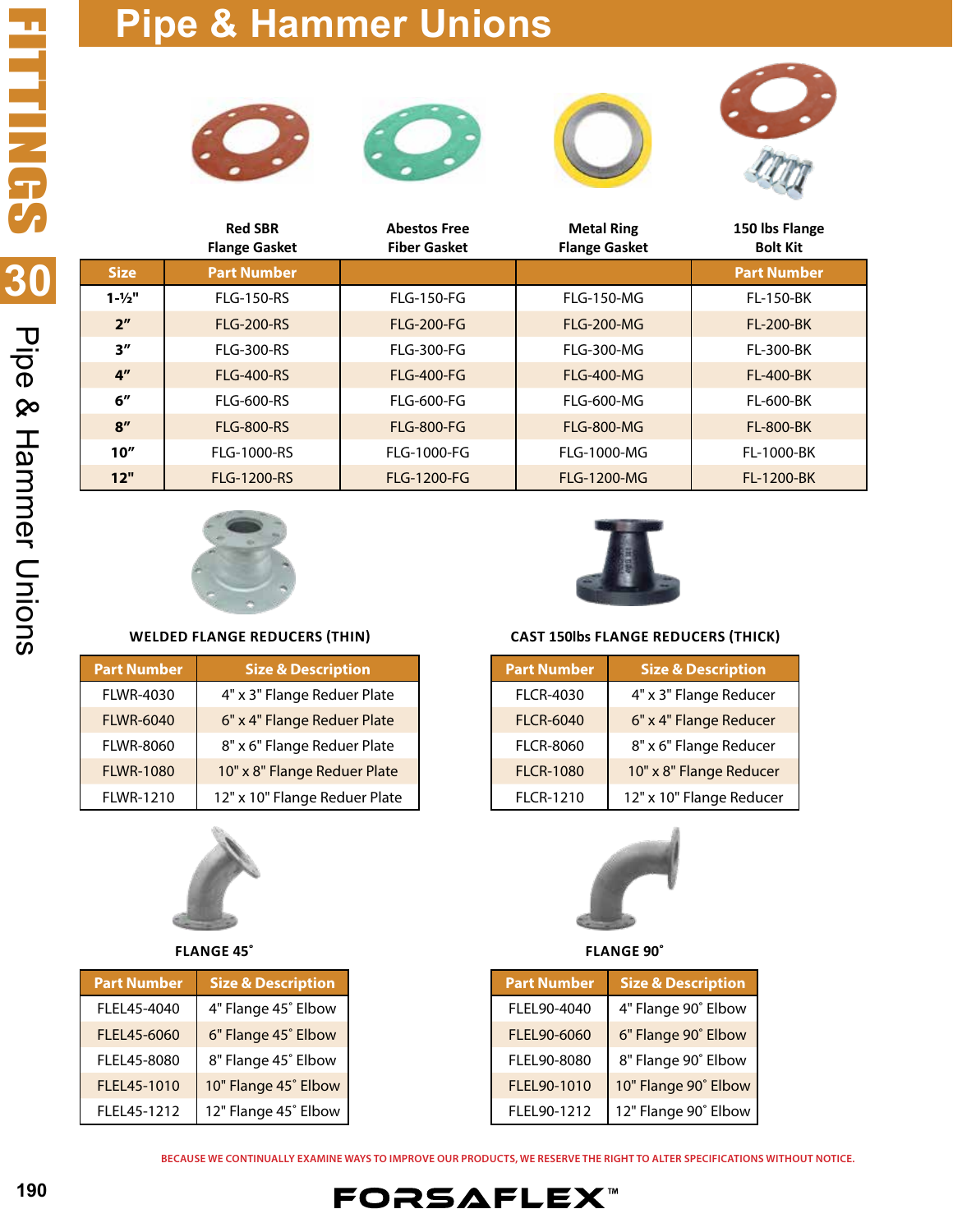# Pipe & Hammer Unions

| Size | Part Number<br>Red SBR Flange Gasket | Abestos Free Fiber Gasket | Metal Ring Flange Gasket | Part Number<br>150 lbs Flange Bolt Kit |
|---|---|---|---|---|
| 1-½" | FLG-150-RS | FLG-150-FG | FLG-150-MG | FL-150-BK |
| 2” | FLG-200-RS | FLG-200-FG | FLG-200-MG | FL-200-BK |
| 3” | FLG-300-RS | FLG-300-FG | FLG-300-MG | FL-300-BK |
| 4” | FLG-400-RS | FLG-400-FG | FLG-400-MG | FL-400-BK |
| 6” | FLG-600-RS | FLG-600-FG | FLG-600-MG | FL-600-BK |
| 8” | FLG-800-RS | FLG-800-FG | FLG-800-MG | FL-800-BK |
| 10” | FLG-1000-RS | FLG-1000-FG | FLG-1000-MG | FL-1000-BK |
| 12" | FLG-1200-RS | FLG-1200-FG | FLG-1200-MG | FL-1200-BK |

### WELDED FLANGE REDUCERS (THIN)

| Part Number | Size & Description |
|---|---|
| FLWR-4030 | 4" x 3" Flange Reduer Plate |
| FLWR-6040 | 6" x 4" Flange Reduer Plate |
| FLWR-8060 | 8" x 6" Flange Reduer Plate |
| FLWR-1080 | 10" x 8" Flange Reduer Plate |
| FLWR-1210 | 12" x 10" Flange Reduer Plate |

### CAST 150lbs FLANGE REDUCERS (THICK)

| Part Number | Size & Description |
|---|---|
| FLCR-4030 | 4" x 3" Flange Reducer |
| FLCR-6040 | 6" x 4" Flange Reducer |
| FLCR-8060 | 8" x 6" Flange Reducer |
| FLCR-1080 | 10" x 8" Flange Reducer |
| FLCR-1210 | 12" x 10" Flange Reducer |

### FLANGE 45˚

| Part Number | Size & Description |
|---|---|
| FLEL45-4040 | 4" Flange 45˚ Elbow |
| FLEL45-6060 | 6" Flange 45˚ Elbow |
| FLEL45-8080 | 8" Flange 45˚ Elbow |
| FLEL45-1010 | 10" Flange 45˚ Elbow |
| FLEL45-1212 | 12" Flange 45˚ Elbow |

### FLANGE 90˚

| Part Number | Size & Description |
|---|---|
| FLEL90-4040 | 4" Flange 90˚ Elbow |
| FLEL90-6060 | 6" Flange 90˚ Elbow |
| FLEL90-8080 | 8" Flange 90˚ Elbow |
| FLEL90-1010 | 10" Flange 90˚ Elbow |
| FLEL90-1212 | 12" Flange 90˚ Elbow |

BECAUSE WE CONTINUALLY EXAMINE WAYS TO IMPROVE OUR PRODUCTS, WE RESERVE THE RIGHT TO ALTER SPECIFICATIONS WITHOUT NOTICE.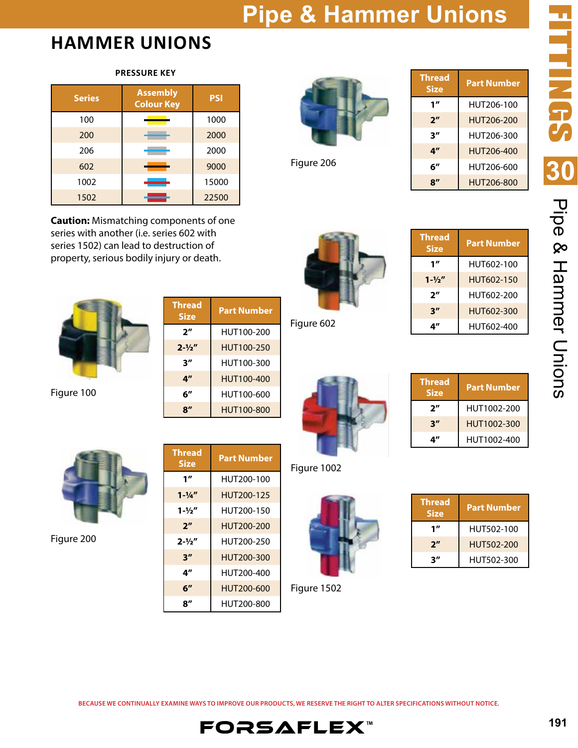# Pipe & Hammer Unions

## HAMMER UNIONS

**PRESSURE KEY**

| Series | Assembly Colour Key | PSI |
|---|---|---|
| 100 | | 1000 |
| 200 | | 2000 |
| 206 | | 2000 |
| 602 | | 9000 |
| 1002 | | 15000 |
| 1502 | | 22500 |

**Caution:** Mismatching components of one series with another (i.e. series 602 with series 1502) can lead to destruction of property, serious bodily injury or death.

Figure 100

| Thread Size | Part Number |
|---|---|
| 2″ | HUT100-200 |
| 2-½″ | HUT100-250 |
| 3″ | HUT100-300 |
| 4″ | HUT100-400 |
| 6″ | HUT100-600 |
| 8″ | HUT100-800 |

Figure 200

| Thread Size | Part Number |
|---|---|
| 1″ | HUT200-100 |
| 1-¼″ | HUT200-125 |
| 1-½″ | HUT200-150 |
| 2″ | HUT200-200 |
| 2-½″ | HUT200-250 |
| 3″ | HUT200-300 |
| 4″ | HUT200-400 |
| 6″ | HUT200-600 |
| 8″ | HUT200-800 |

Figure 206

| Thread Size | Part Number |
|---|---|
| 1″ | HUT206-100 |
| 2″ | HUT206-200 |
| 3″ | HUT206-300 |
| 4″ | HUT206-400 |
| 6″ | HUT206-600 |
| 8″ | HUT206-800 |

Figure 602

| Thread Size | Part Number |
|---|---|
| 1″ | HUT602-100 |
| 1-½″ | HUT602-150 |
| 2″ | HUT602-200 |
| 3″ | HUT602-300 |
| 4″ | HUT602-400 |

Figure 1002

| Thread Size | Part Number |
|---|---|
| 2″ | HUT1002-200 |
| 3″ | HUT1002-300 |
| 4″ | HUT1002-400 |

Figure 1502

| Thread Size | Part Number |
|---|---|
| 1″ | HUT502-100 |
| 2″ | HUT502-200 |
| 3″ | HUT502-300 |

BECAUSE WE CONTINUALLY EXAMINE WAYS TO IMPROVE OUR PRODUCTS, WE RESERVE THE RIGHT TO ALTER SPECIFICATIONS WITHOUT NOTICE.